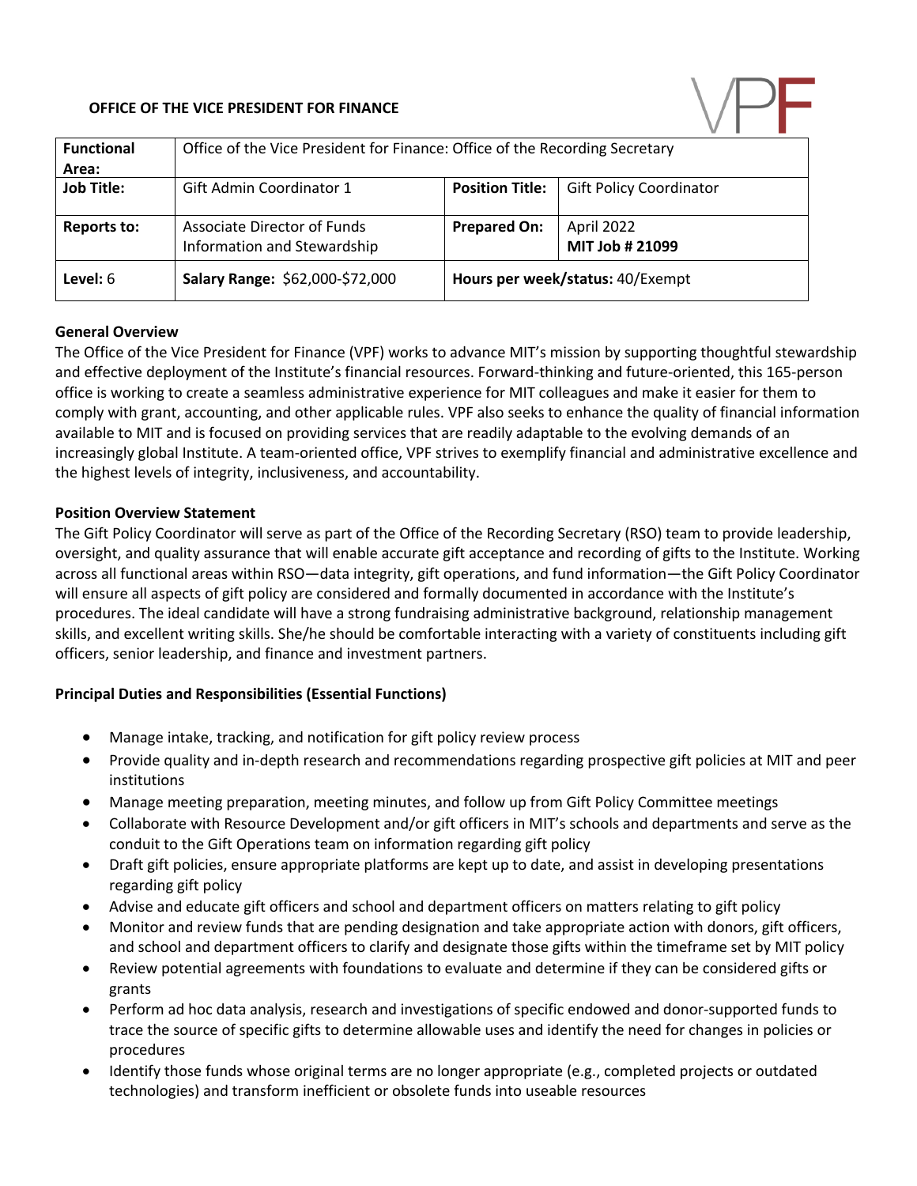**OFFICE OF THE VICE PRESIDENT FOR FINANCE**

| **Functional Area:** | Office of the Vice President for Finance: Office of the Recording Secretary | | |
|---|---|---|---|
| **Job Title:** | Gift Admin Coordinator 1 | **Position Title:** | Gift Policy Coordinator |
| **Reports to:** | Associate Director of Funds Information and Stewardship | **Prepared On:** | April 2022 **MIT Job # 21099** |
| **Level:** 6 | **Salary Range:** $62,000-$72,000 | **Hours per week/status:** 40/Exempt | |

**General Overview**

The Office of the Vice President for Finance (VPF) works to advance MIT's mission by supporting thoughtful stewardship and effective deployment of the Institute's financial resources. Forward-thinking and future-oriented, this 165-person office is working to create a seamless administrative experience for MIT colleagues and make it easier for them to comply with grant, accounting, and other applicable rules. VPF also seeks to enhance the quality of financial information available to MIT and is focused on providing services that are readily adaptable to the evolving demands of an increasingly global Institute. A team-oriented office, VPF strives to exemplify financial and administrative excellence and the highest levels of integrity, inclusiveness, and accountability.

**Position Overview Statement**

The Gift Policy Coordinator will serve as part of the Office of the Recording Secretary (RSO) team to provide leadership, oversight, and quality assurance that will enable accurate gift acceptance and recording of gifts to the Institute. Working across all functional areas within RSO—data integrity, gift operations, and fund information—the Gift Policy Coordinator will ensure all aspects of gift policy are considered and formally documented in accordance with the Institute's procedures. The ideal candidate will have a strong fundraising administrative background, relationship management skills, and excellent writing skills. She/he should be comfortable interacting with a variety of constituents including gift officers, senior leadership, and finance and investment partners.

**Principal Duties and Responsibilities (Essential Functions)**

- Manage intake, tracking, and notification for gift policy review process
- Provide quality and in-depth research and recommendations regarding prospective gift policies at MIT and peer institutions
- Manage meeting preparation, meeting minutes, and follow up from Gift Policy Committee meetings
- Collaborate with Resource Development and/or gift officers in MIT's schools and departments and serve as the conduit to the Gift Operations team on information regarding gift policy
- Draft gift policies, ensure appropriate platforms are kept up to date, and assist in developing presentations regarding gift policy
- Advise and educate gift officers and school and department officers on matters relating to gift policy
- Monitor and review funds that are pending designation and take appropriate action with donors, gift officers, and school and department officers to clarify and designate those gifts within the timeframe set by MIT policy
- Review potential agreements with foundations to evaluate and determine if they can be considered gifts or grants
- Perform ad hoc data analysis, research and investigations of specific endowed and donor-supported funds to trace the source of specific gifts to determine allowable uses and identify the need for changes in policies or procedures
- Identify those funds whose original terms are no longer appropriate (e.g., completed projects or outdated technologies) and transform inefficient or obsolete funds into useable resources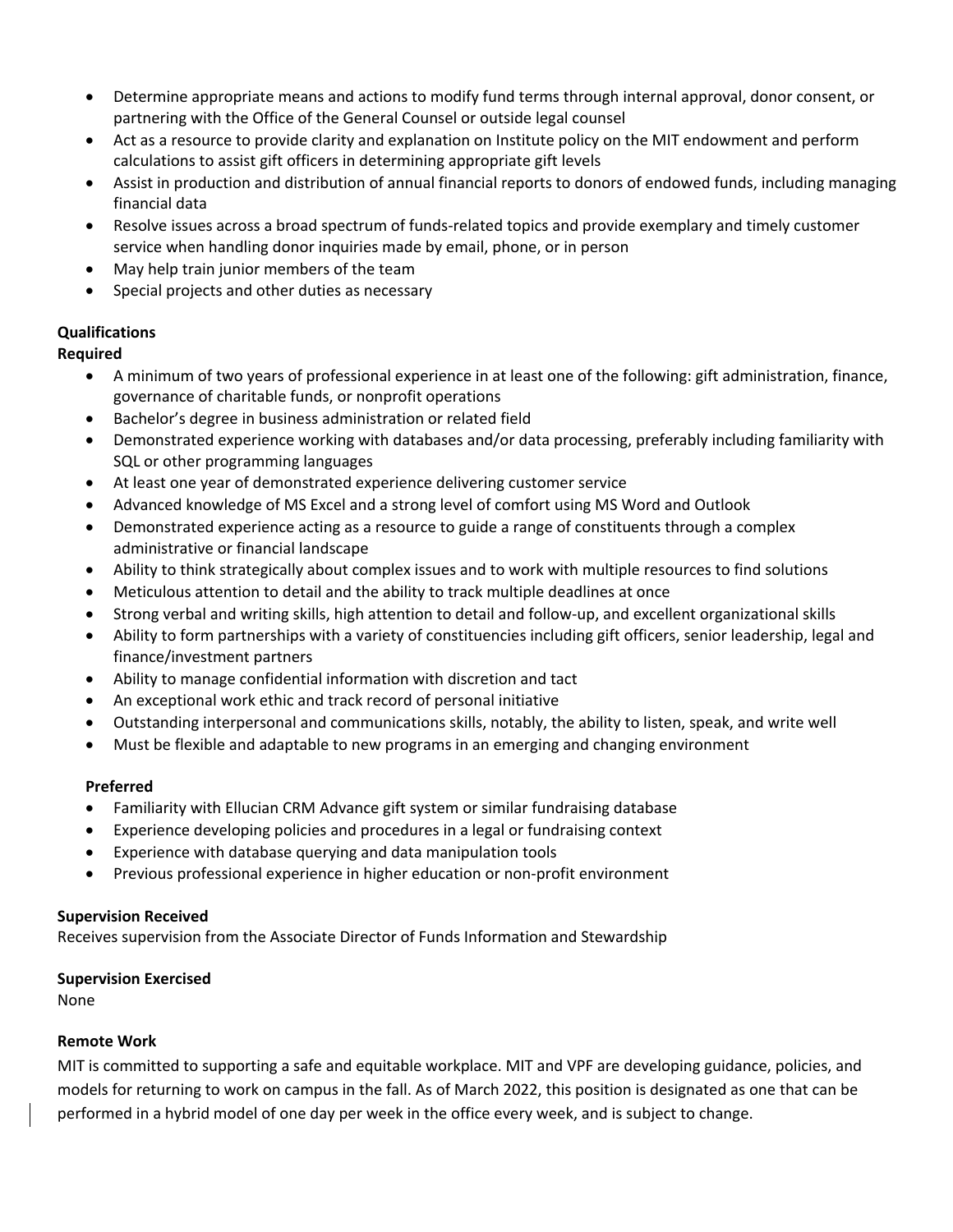- Determine appropriate means and actions to modify fund terms through internal approval, donor consent, or partnering with the Office of the General Counsel or outside legal counsel
- Act as a resource to provide clarity and explanation on Institute policy on the MIT endowment and perform calculations to assist gift officers in determining appropriate gift levels
- Assist in production and distribution of annual financial reports to donors of endowed funds, including managing financial data
- Resolve issues across a broad spectrum of funds-related topics and provide exemplary and timely customer service when handling donor inquiries made by email, phone, or in person
- May help train junior members of the team
- Special projects and other duties as necessary

**Qualifications**

**Required**

- A minimum of two years of professional experience in at least one of the following: gift administration, finance, governance of charitable funds, or nonprofit operations
- Bachelor's degree in business administration or related field
- Demonstrated experience working with databases and/or data processing, preferably including familiarity with SQL or other programming languages
- At least one year of demonstrated experience delivering customer service
- Advanced knowledge of MS Excel and a strong level of comfort using MS Word and Outlook
- Demonstrated experience acting as a resource to guide a range of constituents through a complex administrative or financial landscape
- Ability to think strategically about complex issues and to work with multiple resources to find solutions
- Meticulous attention to detail and the ability to track multiple deadlines at once
- Strong verbal and writing skills, high attention to detail and follow-up, and excellent organizational skills
- Ability to form partnerships with a variety of constituencies including gift officers, senior leadership, legal and finance/investment partners
- Ability to manage confidential information with discretion and tact
- An exceptional work ethic and track record of personal initiative
- Outstanding interpersonal and communications skills, notably, the ability to listen, speak, and write well
- Must be flexible and adaptable to new programs in an emerging and changing environment

**Preferred**

- Familiarity with Ellucian CRM Advance gift system or similar fundraising database
- Experience developing policies and procedures in a legal or fundraising context
- Experience with database querying and data manipulation tools
- Previous professional experience in higher education or non-profit environment

**Supervision Received**

Receives supervision from the Associate Director of Funds Information and Stewardship

**Supervision Exercised**

None

**Remote Work**

MIT is committed to supporting a safe and equitable workplace. MIT and VPF are developing guidance, policies, and models for returning to work on campus in the fall. As of March 2022, this position is designated as one that can be performed in a hybrid model of one day per week in the office every week, and is subject to change.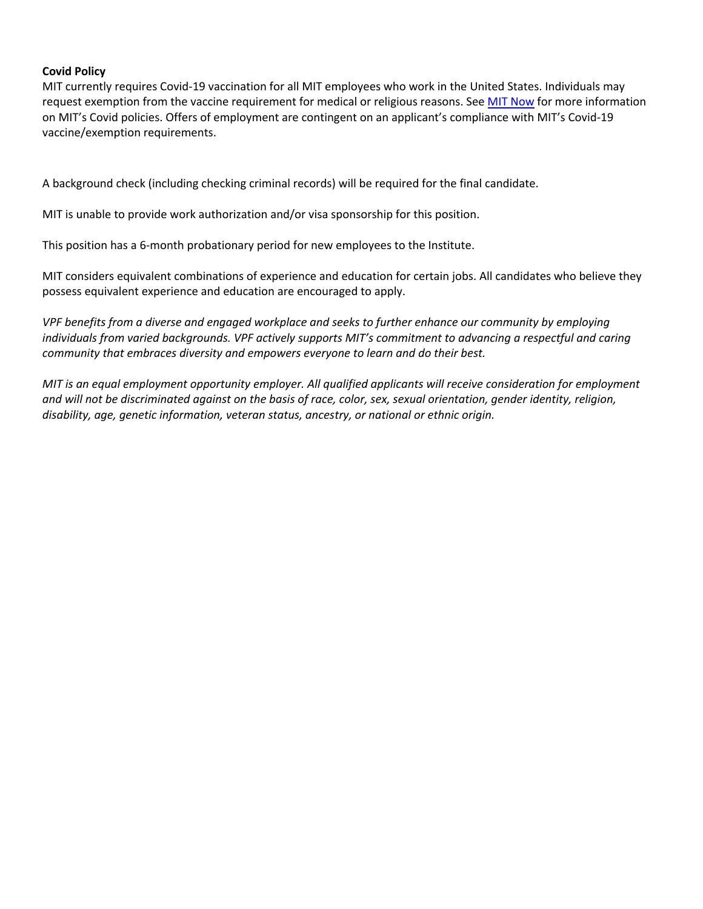**Covid Policy**
MIT currently requires Covid-19 vaccination for all MIT employees who work in the United States. Individuals may request exemption from the vaccine requirement for medical or religious reasons. See [MIT Now] for more information on MIT's Covid policies. Offers of employment are contingent on an applicant's compliance with MIT's Covid-19 vaccine/exemption requirements.

A background check (including checking criminal records) will be required for the final candidate.

MIT is unable to provide work authorization and/or visa sponsorship for this position.

This position has a 6-month probationary period for new employees to the Institute.

MIT considers equivalent combinations of experience and education for certain jobs. All candidates who believe they possess equivalent experience and education are encouraged to apply.

*VPF benefits from a diverse and engaged workplace and seeks to further enhance our community by employing individuals from varied backgrounds. VPF actively supports MIT's commitment to advancing a respectful and caring community that embraces diversity and empowers everyone to learn and do their best.*

*MIT is an equal employment opportunity employer. All qualified applicants will receive consideration for employment and will not be discriminated against on the basis of race, color, sex, sexual orientation, gender identity, religion, disability, age, genetic information, veteran status, ancestry, or national or ethnic origin.*